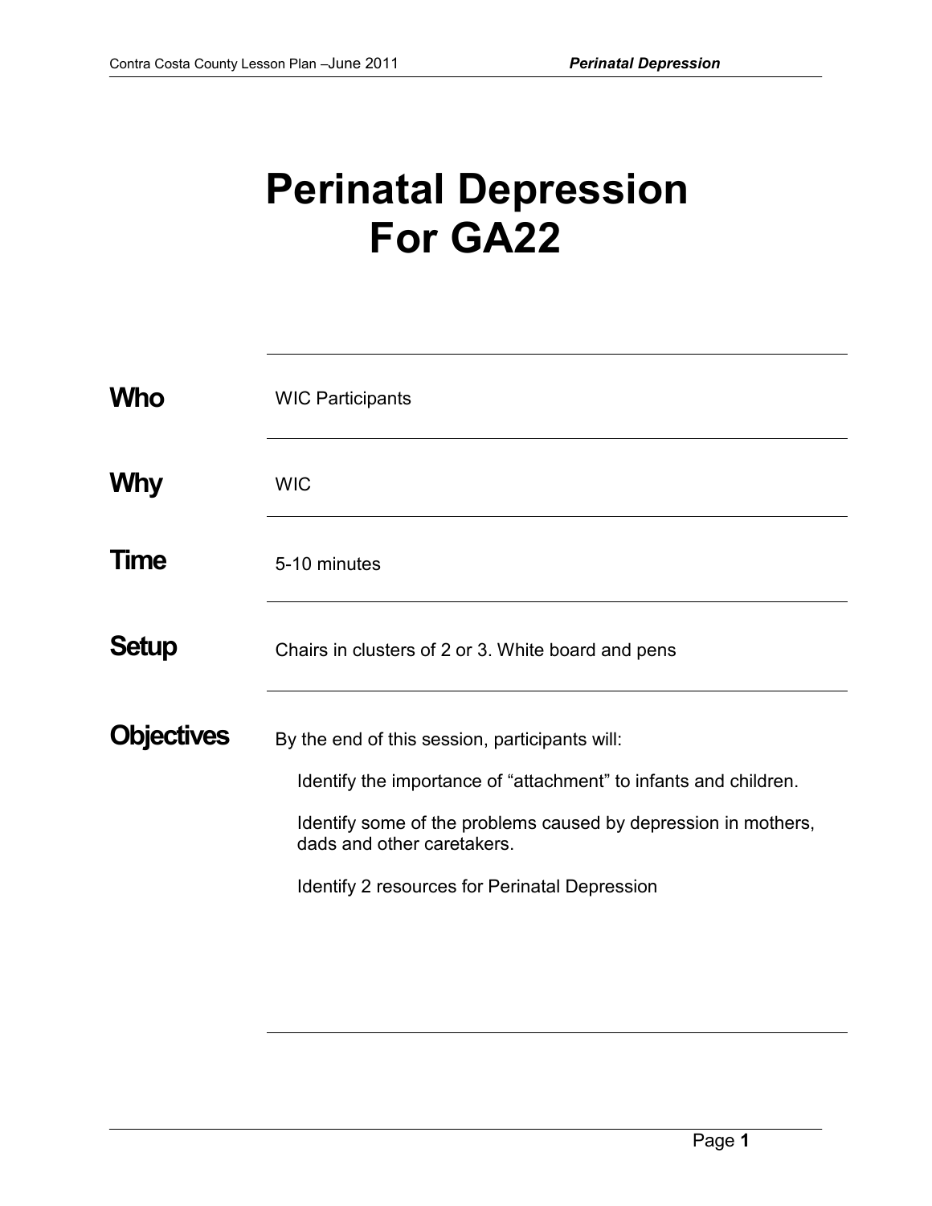# Perinatal Depression For GA22

| | |
|---|---|
| **Who** | WIC Participants |
| **Why** | WIC |
| **Time** | 5-10 minutes |
| **Setup** | Chairs in clusters of 2 or 3. White board and pens |
| **Objectives** | By the end of this session, participants will: |

**Objectives**

By the end of this session, participants will:

- Identify the importance of “attachment” to infants and children.
- Identify some of the problems caused by depression in mothers, dads and other caretakers.
- Identify 2 resources for Perinatal Depression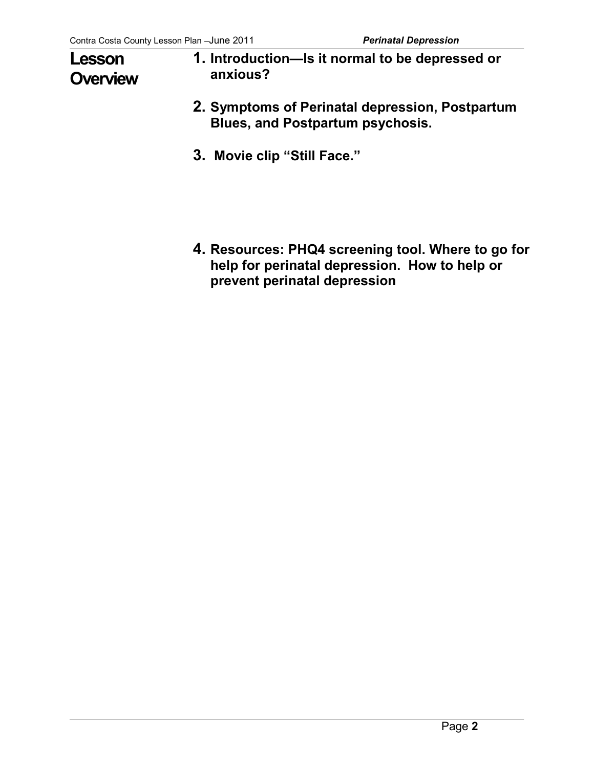## Lesson Overview

1. **Introduction—Is it normal to be depressed or anxious?**
2. **Symptoms of Perinatal depression, Postpartum Blues, and Postpartum psychosis.**
3. **Movie clip "Still Face."**
4. **Resources: PHQ4 screening tool. Where to go for help for perinatal depression. How to help or prevent perinatal depression**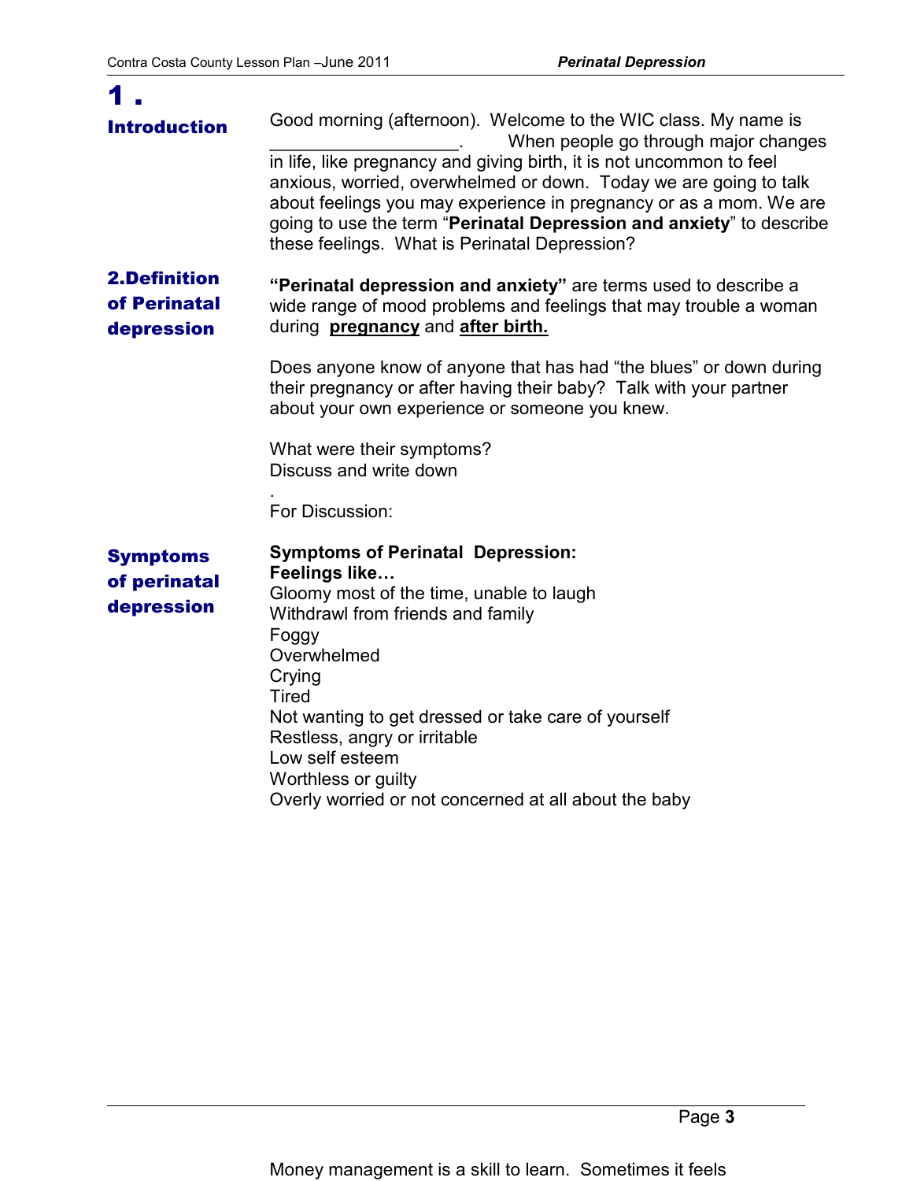## 1. Introduction

Good morning (afternoon). Welcome to the WIC class. My name is __________________. When people go through major changes in life, like pregnancy and giving birth, it is not uncommon to feel anxious, worried, overwhelmed or down. Today we are going to talk about feelings you may experience in pregnancy or as a mom. We are going to use the term "**Perinatal Depression and anxiety**" to describe these feelings. What is Perinatal Depression?

## 2. Definition of Perinatal depression

**"Perinatal depression and anxiety"** are terms used to describe a wide range of mood problems and feelings that may trouble a woman during **pregnancy** and **after birth.**

Does anyone know of anyone that has had "the blues" or down during their pregnancy or after having their baby? Talk with your partner about your own experience or someone you knew.

What were their symptoms?
Discuss and write down

.
For Discussion:

## Symptoms of perinatal depression

**Symptoms of Perinatal Depression:**
**Feelings like…**

Gloomy most of the time, unable to laugh
Withdrawl from friends and family
Foggy
Overwhelmed
Crying
Tired
Not wanting to get dressed or take care of yourself
Restless, angry or irritable
Low self esteem
Worthless or guilty
Overly worried or not concerned at all about the baby

Money management is a skill to learn. Sometimes it feels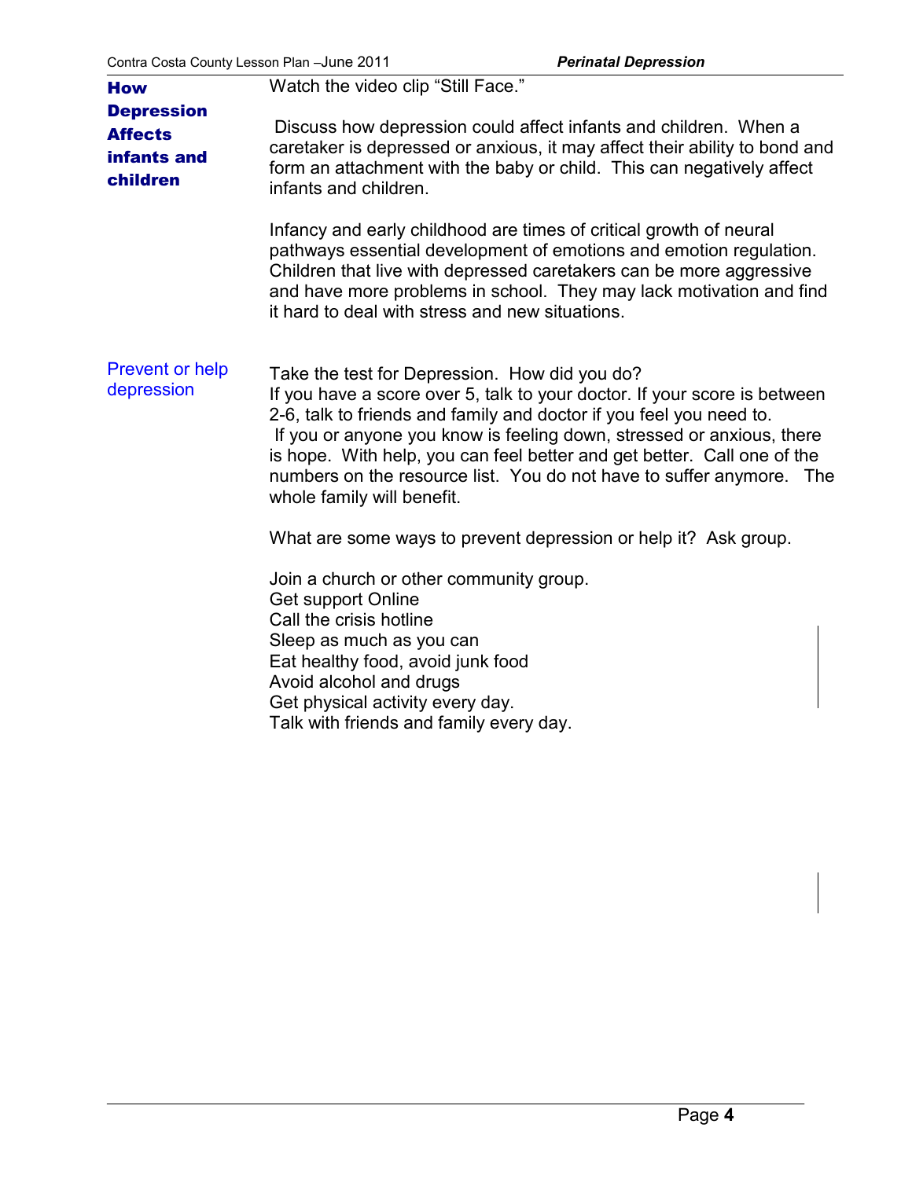## How Depression Affects infants and children

Watch the video clip "Still Face."

Discuss how depression could affect infants and children. When a caretaker is depressed or anxious, it may affect their ability to bond and form an attachment with the baby or child. This can negatively affect infants and children.

Infancy and early childhood are times of critical growth of neural pathways essential development of emotions and emotion regulation. Children that live with depressed caretakers can be more aggressive and have more problems in school. They may lack motivation and find it hard to deal with stress and new situations.

## Prevent or help depression

Take the test for Depression. How did you do?
If you have a score over 5, talk to your doctor. If your score is between 2-6, talk to friends and family and doctor if you feel you need to.
If you or anyone you know is feeling down, stressed or anxious, there is hope. With help, you can feel better and get better. Call one of the numbers on the resource list. You do not have to suffer anymore. The whole family will benefit.

What are some ways to prevent depression or help it? Ask group.

Join a church or other community group.
Get support Online
Call the crisis hotline
Sleep as much as you can
Eat healthy food, avoid junk food
Avoid alcohol and drugs
Get physical activity every day.
Talk with friends and family every day.